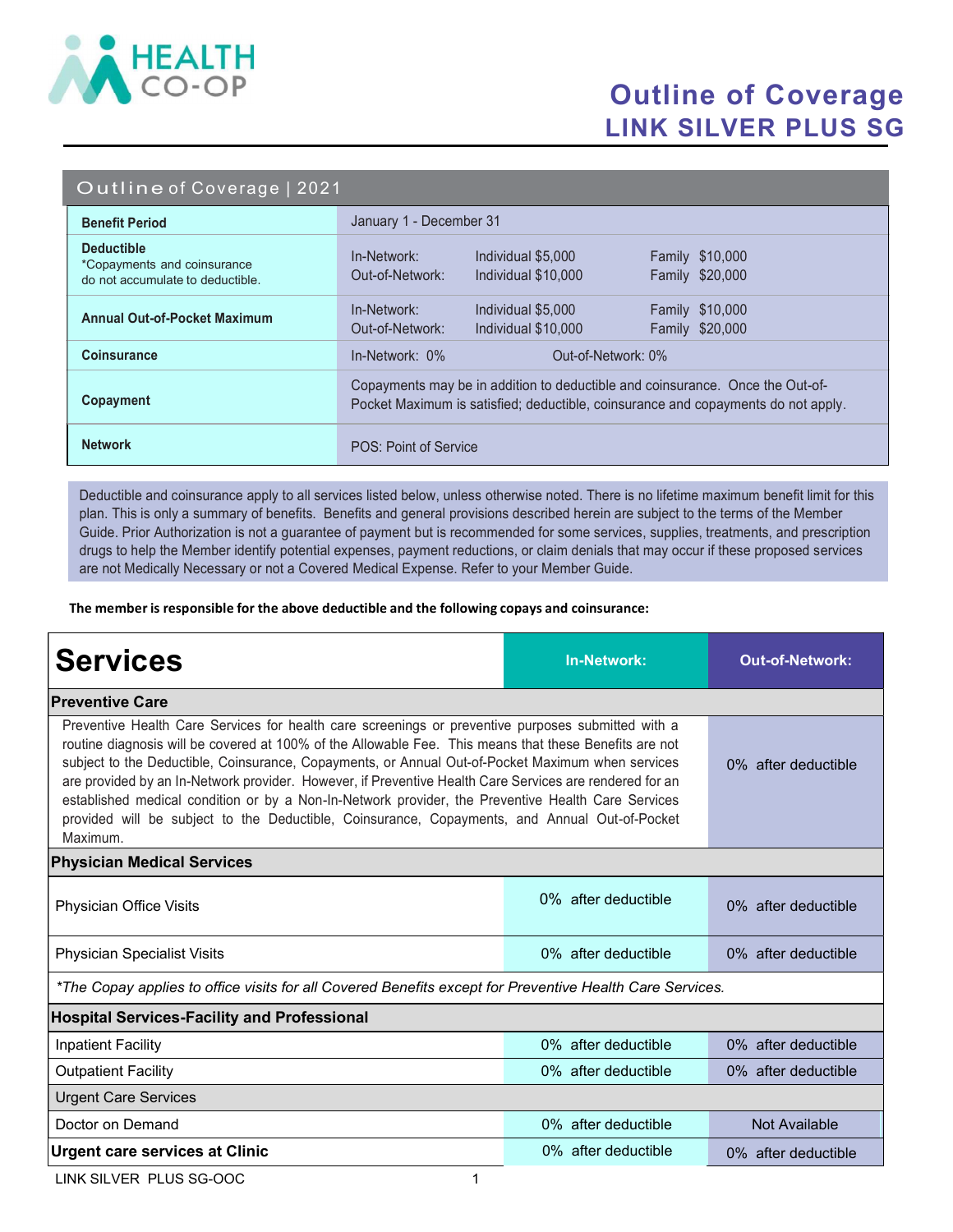HEALTH CO-OP

# Outline of Coverage
## LINK SILVER PLUS SG

| Outline of Coverage \| 2021 | | | |
|---|---|---|---|
| **Benefit Period** | January 1 - December 31 | | |
| **Deductible** *Copayments and coinsurance do not accumulate to deductible. | In-Network: Out-of-Network: | Individual $5,000 Individual $10,000 | Family $10,000 Family $20,000 |
| **Annual Out-of-Pocket Maximum** | In-Network: Out-of-Network: | Individual $5,000 Individual $10,000 | Family $10,000 Family $20,000 |
| **Coinsurance** | In-Network: 0% | Out-of-Network: 0% | |
| **Copayment** | Copayments may be in addition to deductible and coinsurance. Once the Out-of-Pocket Maximum is satisfied; deductible, coinsurance and copayments do not apply. | | |
| **Network** | POS: Point of Service | | |

Deductible and coinsurance apply to all services listed below, unless otherwise noted. There is no lifetime maximum benefit limit for this plan. This is only a summary of benefits. Benefits and general provisions described herein are subject to the terms of the Member Guide. Prior Authorization is not a guarantee of payment but is recommended for some services, supplies, treatments, and prescription drugs to help the Member identify potential expenses, payment reductions, or claim denials that may occur if these proposed services are not Medically Necessary or not a Covered Medical Expense. Refer to your Member Guide.

**The member is responsible for the above deductible and the following copays and coinsurance:**

| Services | In-Network: | Out-of-Network: |
|---|---|---|
| **Preventive Care** | | |
| Preventive Health Care Services for health care screenings or preventive purposes submitted with a routine diagnosis will be covered at 100% of the Allowable Fee. This means that these Benefits are not subject to the Deductible, Coinsurance, Copayments, or Annual Out-of-Pocket Maximum when services are provided by an In-Network provider. However, if Preventive Health Care Services are rendered for an established medical condition or by a Non-In-Network provider, the Preventive Health Care Services provided will be subject to the Deductible, Coinsurance, Copayments, and Annual Out-of-Pocket Maximum. | | 0% after deductible |
| **Physician Medical Services** | | |
| Physician Office Visits | 0% after deductible | 0% after deductible |
| Physician Specialist Visits | 0% after deductible | 0% after deductible |
| *\*The Copay applies to office visits for all Covered Benefits except for Preventive Health Care Services.* | | |
| **Hospital Services-Facility and Professional** | | |
| Inpatient Facility | 0% after deductible | 0% after deductible |
| Outpatient Facility | 0% after deductible | 0% after deductible |
| Urgent Care Services | | |
| Doctor on Demand | 0% after deductible | Not Available |
| **Urgent care services at Clinic** | 0% after deductible | 0% after deductible |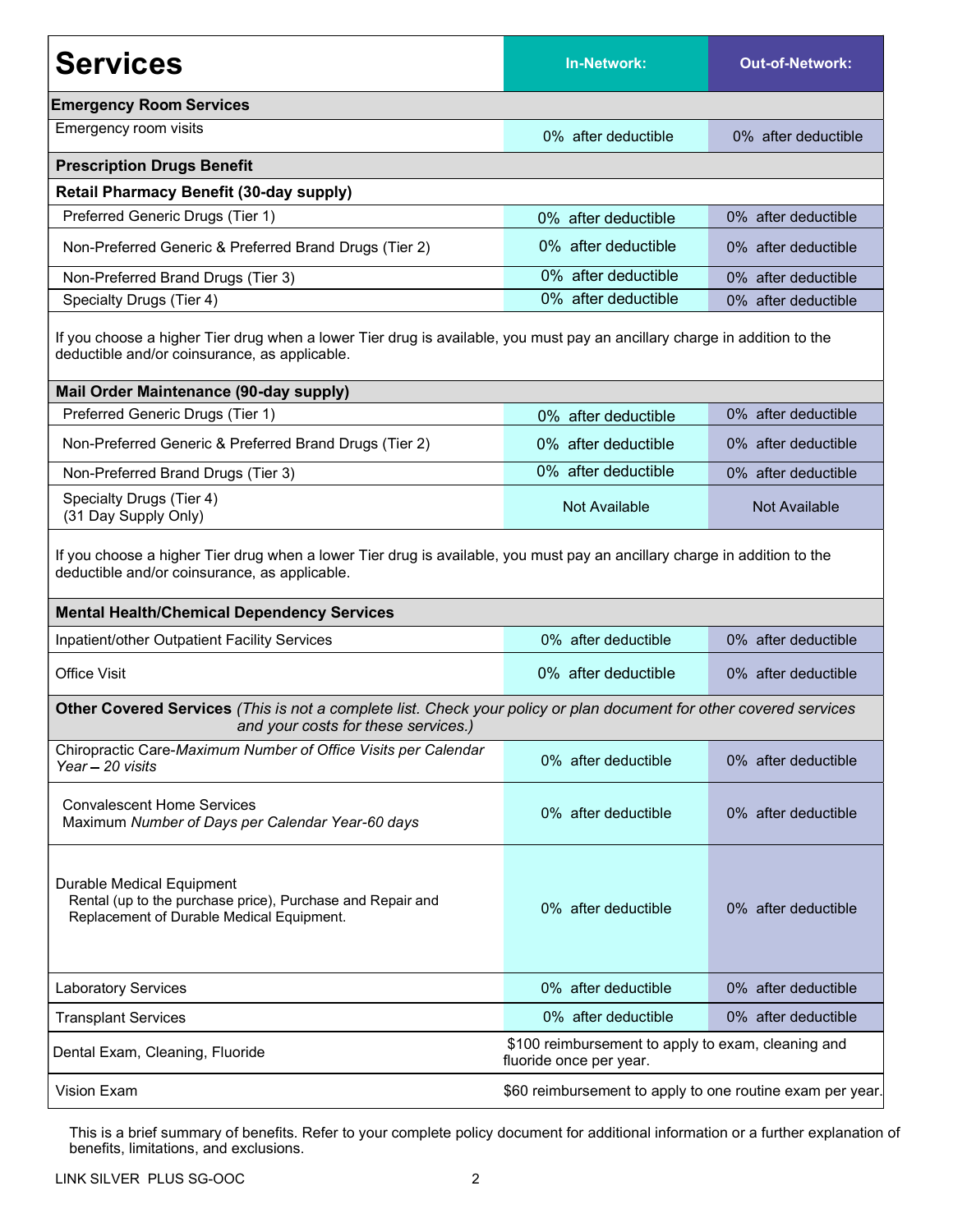| Services | In-Network: | Out-of-Network: |
|---|---|---|
| **Emergency Room Services** | | |
| Emergency room visits | 0% after deductible | 0% after deductible |
| **Prescription Drugs Benefit** | | |
| **Retail Pharmacy Benefit (30-day supply)** | | |
| Preferred Generic Drugs (Tier 1) | 0% after deductible | 0% after deductible |
| Non-Preferred Generic & Preferred Brand Drugs (Tier 2) | 0% after deductible | 0% after deductible |
| Non-Preferred Brand Drugs (Tier 3) | 0% after deductible | 0% after deductible |
| Specialty Drugs (Tier 4) | 0% after deductible | 0% after deductible |
| If you choose a higher Tier drug when a lower Tier drug is available, you must pay an ancillary charge in addition to the deductible and/or coinsurance, as applicable. | | |
| **Mail Order Maintenance (90-day supply)** | | |
| Preferred Generic Drugs (Tier 1) | 0% after deductible | 0% after deductible |
| Non-Preferred Generic & Preferred Brand Drugs (Tier 2) | 0% after deductible | 0% after deductible |
| Non-Preferred Brand Drugs (Tier 3) | 0% after deductible | 0% after deductible |
| Specialty Drugs (Tier 4) (31 Day Supply Only) | Not Available | Not Available |
| If you choose a higher Tier drug when a lower Tier drug is available, you must pay an ancillary charge in addition to the deductible and/or coinsurance, as applicable. | | |
| **Mental Health/Chemical Dependency Services** | | |
| Inpatient/other Outpatient Facility Services | 0% after deductible | 0% after deductible |
| Office Visit | 0% after deductible | 0% after deductible |
| **Other Covered Services** *(This is not a complete list. Check your policy or plan document for other covered services and your costs for these services.)* | | |
| Chiropractic Care-*Maximum Number of Office Visits per Calendar Year – 20 visits* | 0% after deductible | 0% after deductible |
| Convalescent Home Services Maximum *Number of Days per Calendar Year-60 days* | 0% after deductible | 0% after deductible |
| Durable Medical Equipment Rental (up to the purchase price), Purchase and Repair and Replacement of Durable Medical Equipment. | 0% after deductible | 0% after deductible |
| Laboratory Services | 0% after deductible | 0% after deductible |
| Transplant Services | 0% after deductible | 0% after deductible |
| Dental Exam, Cleaning, Fluoride | $100 reimbursement to apply to exam, cleaning and fluoride once per year. | |
| Vision Exam | $60 reimbursement to apply to one routine exam per year. | |

This is a brief summary of benefits. Refer to your complete policy document for additional information or a further explanation of benefits, limitations, and exclusions.

LINK SILVER PLUS SG-OOC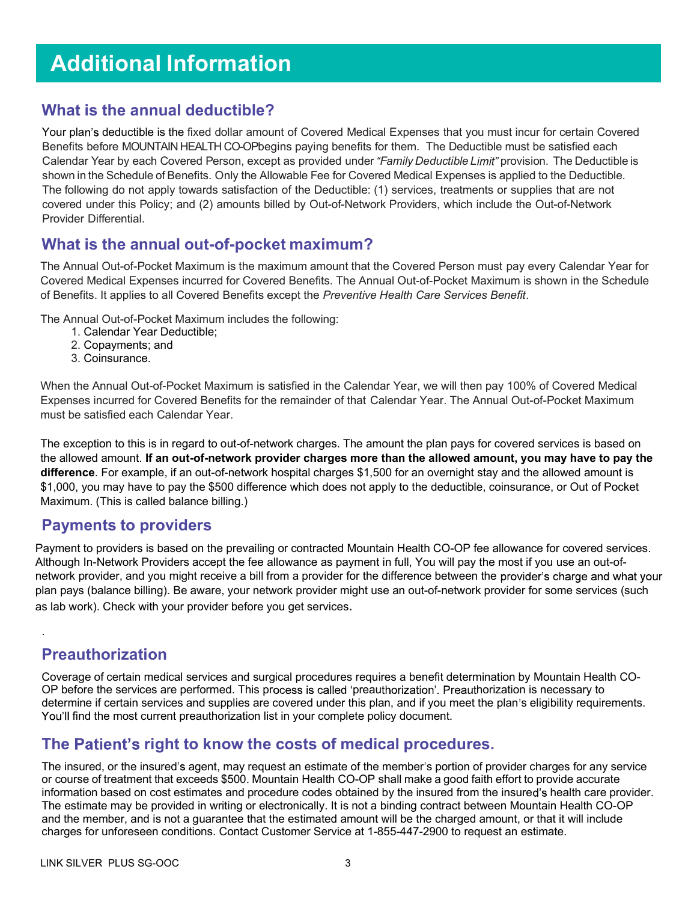# Additional Information

## What is the annual deductible?

Your plan's deductible is the fixed dollar amount of Covered Medical Expenses that you must incur for certain Covered Benefits before MOUNTAIN HEALTH CO-OPbegins paying benefits for them. The Deductible must be satisfied each Calendar Year by each Covered Person, except as provided under *"Family Deductible Limit"* provision. The Deductible is shown in the Schedule of Benefits. Only the Allowable Fee for Covered Medical Expenses is applied to the Deductible. The following do not apply towards satisfaction of the Deductible: (1) services, treatments or supplies that are not covered under this Policy; and (2) amounts billed by Out-of-Network Providers, which include the Out-of-Network Provider Differential.

## What is the annual out-of-pocket maximum?

The Annual Out-of-Pocket Maximum is the maximum amount that the Covered Person must pay every Calendar Year for Covered Medical Expenses incurred for Covered Benefits. The Annual Out-of-Pocket Maximum is shown in the Schedule of Benefits. It applies to all Covered Benefits except the *Preventive Health Care Services Benefit*.

The Annual Out-of-Pocket Maximum includes the following:

1. Calendar Year Deductible;
2. Copayments; and
3. Coinsurance.

When the Annual Out-of-Pocket Maximum is satisfied in the Calendar Year, we will then pay 100% of Covered Medical Expenses incurred for Covered Benefits for the remainder of that Calendar Year. The Annual Out-of-Pocket Maximum must be satisfied each Calendar Year.

The exception to this is in regard to out-of-network charges. The amount the plan pays for covered services is based on the allowed amount. **If an out-of-network provider charges more than the allowed amount, you may have to pay the difference**. For example, if an out-of-network hospital charges $1,500 for an overnight stay and the allowed amount is $1,000, you may have to pay the $500 difference which does not apply to the deductible, coinsurance, or Out of Pocket Maximum. (This is called balance billing.)

## Payments to providers

Payment to providers is based on the prevailing or contracted Mountain Health CO-OP fee allowance for covered services. Although In-Network Providers accept the fee allowance as payment in full, You will pay the most if you use an out-of-network provider, and you might receive a bill from a provider for the difference between the provider's charge and what your plan pays (balance billing). Be aware, your network provider might use an out-of-network provider for some services (such as lab work). Check with your provider before you get services.

.

## Preauthorization

Coverage of certain medical services and surgical procedures requires a benefit determination by Mountain Health CO-OP before the services are performed. This process is called 'preauthorization'. Preauthorization is necessary to determine if certain services and supplies are covered under this plan, and if you meet the plan's eligibility requirements. You'll find the most current preauthorization list in your complete policy document.

## The Patient's right to know the costs of medical procedures.

The insured, or the insured's agent, may request an estimate of the member's portion of provider charges for any service or course of treatment that exceeds $500. Mountain Health CO-OP shall make a good faith effort to provide accurate information based on cost estimates and procedure codes obtained by the insured from the insured's health care provider. The estimate may be provided in writing or electronically. It is not a binding contract between Mountain Health CO-OP and the member, and is not a guarantee that the estimated amount will be the charged amount, or that it will include charges for unforeseen conditions. Contact Customer Service at 1-855-447-2900 to request an estimate.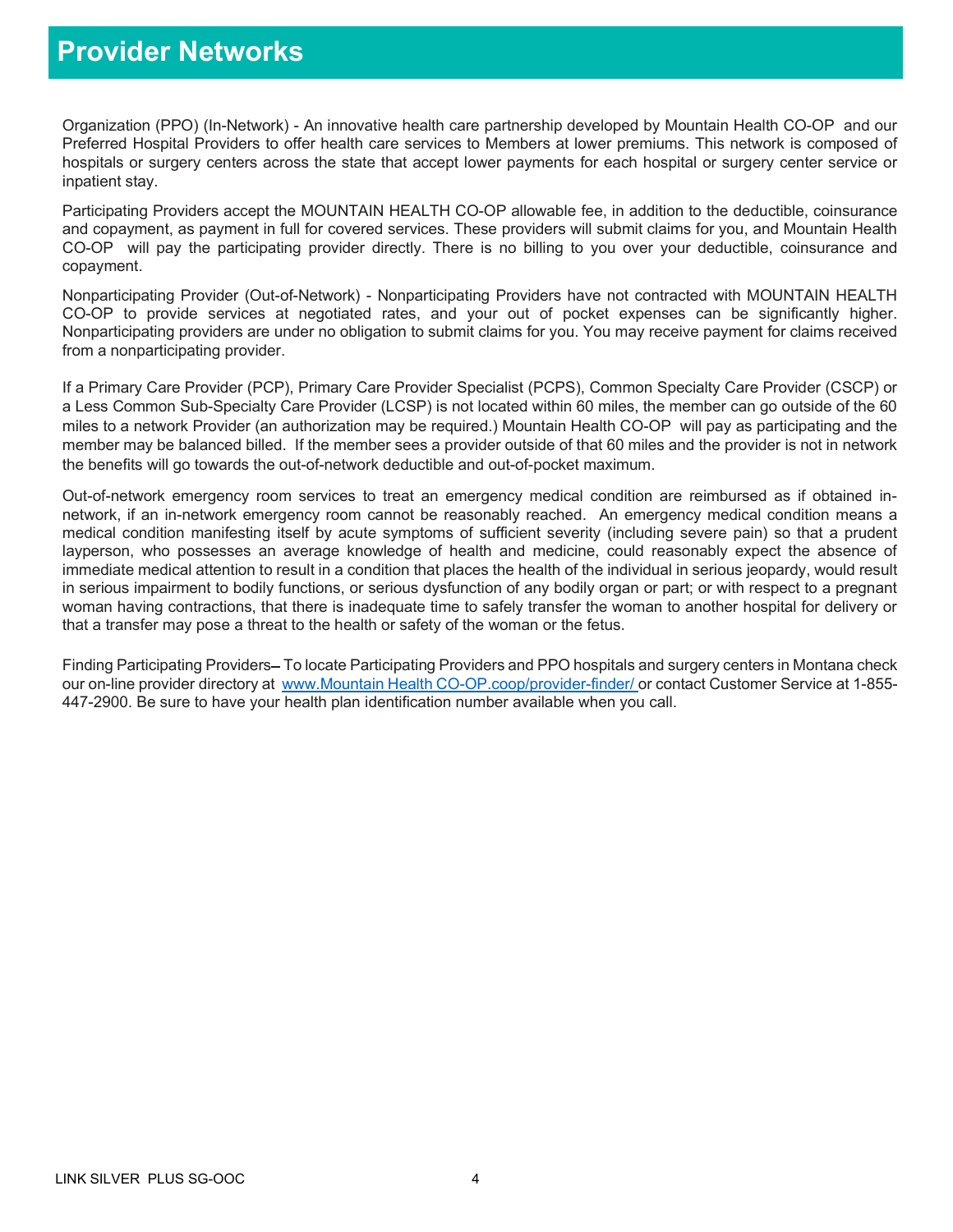# Provider Networks

Organization (PPO) (In-Network) - An innovative health care partnership developed by Mountain Health CO-OP and our Preferred Hospital Providers to offer health care services to Members at lower premiums. This network is composed of hospitals or surgery centers across the state that accept lower payments for each hospital or surgery center service or inpatient stay.

Participating Providers accept the MOUNTAIN HEALTH CO-OP allowable fee, in addition to the deductible, coinsurance and copayment, as payment in full for covered services. These providers will submit claims for you, and Mountain Health CO-OP will pay the participating provider directly. There is no billing to you over your deductible, coinsurance and copayment.

Nonparticipating Provider (Out-of-Network) - Nonparticipating Providers have not contracted with MOUNTAIN HEALTH CO-OP to provide services at negotiated rates, and your out of pocket expenses can be significantly higher. Nonparticipating providers are under no obligation to submit claims for you. You may receive payment for claims received from a nonparticipating provider.

If a Primary Care Provider (PCP), Primary Care Provider Specialist (PCPS), Common Specialty Care Provider (CSCP) or a Less Common Sub-Specialty Care Provider (LCSP) is not located within 60 miles, the member can go outside of the 60 miles to a network Provider (an authorization may be required.) Mountain Health CO-OP will pay as participating and the member may be balanced billed. If the member sees a provider outside of that 60 miles and the provider is not in network the benefits will go towards the out-of-network deductible and out-of-pocket maximum.

Out-of-network emergency room services to treat an emergency medical condition are reimbursed as if obtained in-network, if an in-network emergency room cannot be reasonably reached. An emergency medical condition means a medical condition manifesting itself by acute symptoms of sufficient severity (including severe pain) so that a prudent layperson, who possesses an average knowledge of health and medicine, could reasonably expect the absence of immediate medical attention to result in a condition that places the health of the individual in serious jeopardy, would result in serious impairment to bodily functions, or serious dysfunction of any bodily organ or part; or with respect to a pregnant woman having contractions, that there is inadequate time to safely transfer the woman to another hospital for delivery or that a transfer may pose a threat to the health or safety of the woman or the fetus.

Finding Participating Providers– To locate Participating Providers and PPO hospitals and surgery centers in Montana check our on-line provider directory at www.Mountain Health CO-OP.coop/provider-finder/ or contact Customer Service at 1-855-447-2900. Be sure to have your health plan identification number available when you call.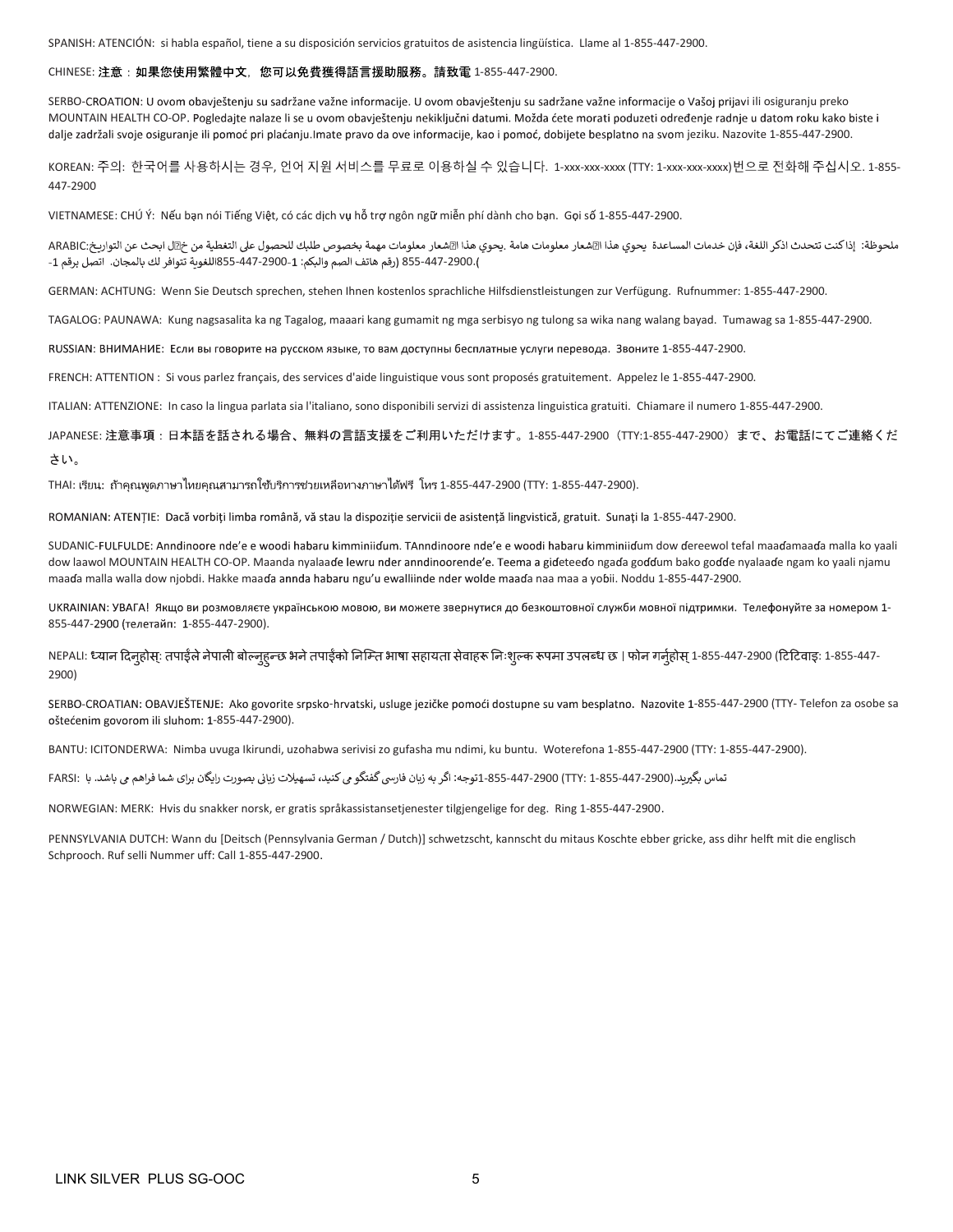SPANISH: ATENCIÓN: si habla español, tiene a su disposición servicios gratuitos de asistencia lingüística. Llame al 1-855-447-2900.

CHINESE: 注意：如果您使用繁體中文，您可以免費獲得語言援助服務。請致電 1-855-447-2900.

SERBO-CROATION: U ovom obavještenju su sadržane važne informacije. U ovom obavještenju su sadržane važne informacije o Vašoj prijavi ili osiguranju preko MOUNTAIN HEALTH CO-OP. Pogledajte nalaze li se u ovom obavještenju nekiključni datumi. Možda ćete morati poduzeti određenje radnje u datom roku kako biste i dalje zadržali svoje osiguranje ili pomoć pri plaćanju.Imate pravo da ove informacije, kao i pomoć, dobijete besplatno na svom jeziku. Nazovite 1-855-447-2900.

KOREAN: 주의: 한국어를 사용하시는 경우, 언어 지원 서비스를 무료로 이용하실 수 있습니다. 1-xxx-xxx-xxxx (TTY: 1-xxx-xxx-xxxx)번으로 전화해 주십시오. 1-855-447-2900

VIETNAMESE: CHÚ Ý: Nếu bạn nói Tiếng Việt, có các dịch vụ hỗ trợ ngôn ngữ miễn phí dành cho bạn. Gọi số 1-855-447-2900.

ARABIC: ملحوظة: إذا كنت تتحدث اذكر اللغة، فإن خدمات المساعدة يحوي هذا الإشعار معلومات هامة .يحوي هذا الإشعار معلومات مهمة بخصوص طلبك للحصول على التغطية من خلال ابحث عن التواريخ اللغوية تتوافر لك بالمجان. اتصل برقم 1-855-447-2900 (رقم هاتف الصم والبكم: 1-855-447-2900).

GERMAN: ACHTUNG: Wenn Sie Deutsch sprechen, stehen Ihnen kostenlos sprachliche Hilfsdienstleistungen zur Verfügung. Rufnummer: 1-855-447-2900.

TAGALOG: PAUNAWA: Kung nagsasalita ka ng Tagalog, maaari kang gumamit ng mga serbisyo ng tulong sa wika nang walang bayad. Tumawag sa 1-855-447-2900.

RUSSIAN: ВНИМАНИЕ: Если вы говорите на русском языке, то вам доступны бесплатные услуги перевода. Звоните 1-855-447-2900.

FRENCH: ATTENTION : Si vous parlez français, des services d'aide linguistique vous sont proposés gratuitement. Appelez le 1-855-447-2900.

ITALIAN: ATTENZIONE: In caso la lingua parlata sia l'italiano, sono disponibili servizi di assistenza linguistica gratuiti. Chiamare il numero 1-855-447-2900.

JAPANESE: 注意事項：日本語を話される場合、無料の言語支援をご利用いただけます。1-855-447-2900（TTY:1-855-447-2900）まで、お電話にてご連絡ください。

THAI: เรียน: ถ้าคุณพูดภาษาไทยคุณสามารถใช้บริการช่วยเหลือทางภาษาได้ฟรี โทร 1-855-447-2900 (TTY: 1-855-447-2900).

ROMANIAN: ATENȚIE: Dacă vorbiți limba română, vă stau la dispoziție servicii de asistență lingvistică, gratuit. Sunați la 1-855-447-2900.

SUDANIC-FULFULDE: Anndinoore nde'e e woodi habaru kimminiiɗum. TAnndinoore nde'e e woodi habaru kimminiiɗum dow ɗereewol tefal maaɗamaaɗa malla ko yaali dow laawol MOUNTAIN HEALTH CO-OP. Maanda nyalaaɗe lewru nder anndinoorende'e. Teema a giɗeteeɗo ngaɗa goɗɗum bako goɗɗe nyalaaɗe ngam ko yaali njamu maaɗa malla walla dow njobdi. Hakke maaɗa annda habaru ngu'u ewalliinde nder wolde maaɗa naa maa a yoɓii. Noddu 1-855-447-2900.

UKRAINIAN: УВАГА! Якщо ви розмовляєте українською мовою, ви можете звернутися до безкоштовної служби мовної підтримки. Телефонуйте за номером 1-855-447-2900 (телетайп: 1-855-447-2900).

NEPALI: ध्यान दिनुहोस्: तपाईंले नेपाली बोल्नुहुन्छ भने तपाईंको निम्ति भाषा सहायता सेवाहरू निःशुल्क रूपमा उपलब्ध छ । फोन गर्नुहोस् 1-855-447-2900 (टिटिवाइ: 1-855-447-2900)

SERBO-CROATIAN: OBAVJEŠTENJE: Ako govorite srpsko-hrvatski, usluge jezičke pomoći dostupne su vam besplatno. Nazovite 1-855-447-2900 (TTY- Telefon za osobe sa oštećenim govorom ili sluhom: 1-855-447-2900).

BANTU: ICITONDERWA: Nimba uvuga Ikirundi, uzohabwa serivisi zo gufasha mu ndimi, ku buntu. Woterefona 1-855-447-2900 (TTY: 1-855-447-2900).

FARSI: توجه: اگر به زبان فارسی گفتگو می کنید، تسهیلات زبانی بصورت رایگان برای شما فراهم می باشد. با 1-855-447-2900 (TTY: 1-855-447-2900) تماس بگیرید.

NORWEGIAN: MERK: Hvis du snakker norsk, er gratis språkassistansetjenester tilgjengelige for deg. Ring 1-855-447-2900.

PENNSYLVANIA DUTCH: Wann du [Deitsch (Pennsylvania German / Dutch)] schwetzscht, kannscht du mitaus Koschte ebber gricke, ass dihr helft mit die englisch Schprooch. Ruf selli Nummer uff: Call 1-855-447-2900.

LINK SILVER PLUS SG-OOC